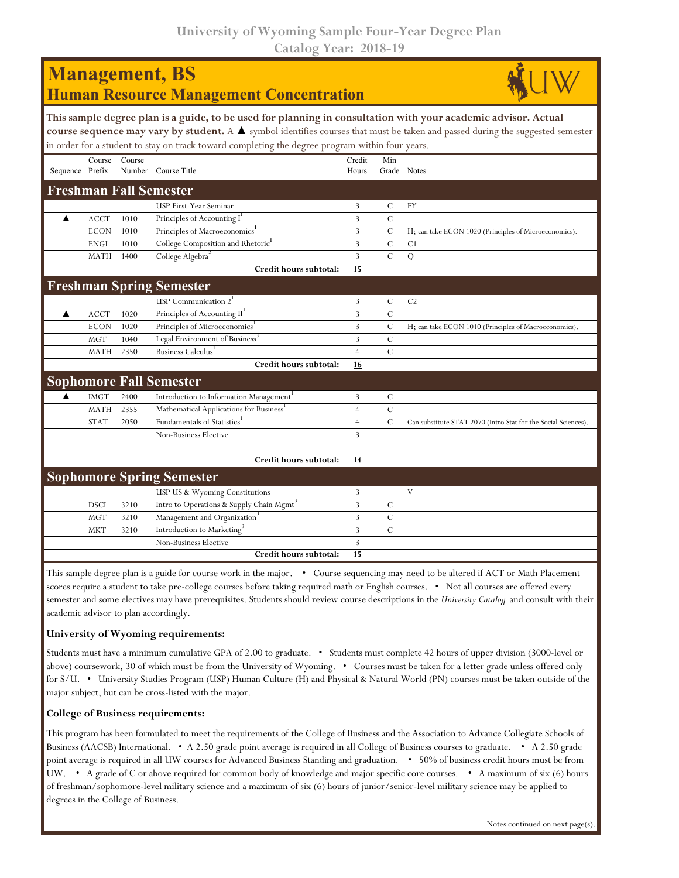# University of Wyoming Sample Four-Year Degree Plan

**Catalog Year: 2018-19**

## Management, BS

### Human Resource Management Concentration

**This sample degree plan is a guide, to be used for planning in consultation with your academic advisor. Actual course sequence may vary by student.** A ▲ symbol identifies courses that must be taken and passed during the suggested semester in order for a student to stay on track toward completing the degree program within four years.

| Sequence | Course Prefix | Course Number | Course Title | Credit Hours | Min Grade | Notes |
|---|---|---|---|---|---|---|
| **Freshman Fall Semester** | | | | | | |
| | | | USP First-Year Seminar | 3 | C | FY |
| ▲ | ACCT | 1010 | Principles of Accounting I[1] | 3 | C | |
| | ECON | 1010 | Principles of Macroeconomics[1] | 3 | C | H; can take ECON 1020 (Principles of Microeconomics). |
| | ENGL | 1010 | College Composition and Rhetoric[1] | 3 | C | C1 |
| | MATH | 1400 | College Algebra[2] | 3 | C | Q |
| | | | **Credit hours subtotal:** | **15** | | |
| **Freshman Spring Semester** | | | | | | |
| | | | USP Communication 2[1] | 3 | C | C2 |
| ▲ | ACCT | 1020 | Principles of Accounting II[1] | 3 | C | |
| | ECON | 1020 | Principles of Microeconomics[1] | 3 | C | H; can take ECON 1010 (Principles of Macroeconomics). |
| | MGT | 1040 | Legal Environment of Business[3] | 3 | C | |
| | MATH | 2350 | Business Calculus[1] | 4 | C | |
| | | | **Credit hours subtotal:** | **16** | | |
| **Sophomore Fall Semester** | | | | | | |
| ▲ | IMGT | 2400 | Introduction to Information Management[1] | 3 | C | |
| | MATH | 2355 | Mathematical Applications for Business[1] | 4 | C | |
| | STAT | 2050 | Fundamentals of Statistics[1] | 4 | C | Can substitute STAT 2070 (Intro Stat for the Social Sciences). |
| | | | Non-Business Elective | 3 | | |
| | | | | | | |
| | | | **Credit hours subtotal:** | **14** | | |
| **Sophomore Spring Semester** | | | | | | |
| | | | USP US & Wyoming Constitutions | 3 | | V |
| | DSCI | 3210 | Intro to Operations & Supply Chain Mgmt[3] | 3 | C | |
| | MGT | 3210 | Management and Organization[3] | 3 | C | |
| | MKT | 3210 | Introduction to Marketing[3] | 3 | C | |
| | | | Non-Business Elective | 3 | | |
| | | | **Credit hours subtotal:** | **15** | | |

This sample degree plan is a guide for course work in the major. • Course sequencing may need to be altered if ACT or Math Placement scores require a student to take pre-college courses before taking required math or English courses. • Not all courses are offered every semester and some electives may have prerequisites. Students should review course descriptions in the *University Catalog* and consult with their academic advisor to plan accordingly.

**University of Wyoming requirements:**

Students must have a minimum cumulative GPA of 2.00 to graduate. • Students must complete 42 hours of upper division (3000-level or above) coursework, 30 of which must be from the University of Wyoming. • Courses must be taken for a letter grade unless offered only for S/U. • University Studies Program (USP) Human Culture (H) and Physical & Natural World (PN) courses must be taken outside of the major subject, but can be cross-listed with the major.

**College of Business requirements:**

This program has been formulated to meet the requirements of the College of Business and the Association to Advance Collegiate Schools of Business (AACSB) International. • A 2.50 grade point average is required in all College of Business courses to graduate. • A 2.50 grade point average is required in all UW courses for Advanced Business Standing and graduation. • 50% of business credit hours must be from UW. • A grade of C or above required for common body of knowledge and major specific core courses. • A maximum of six (6) hours of freshman/sophomore-level military science and a maximum of six (6) hours of junior/senior-level military science may be applied to degrees in the College of Business.

Notes continued on next page(s).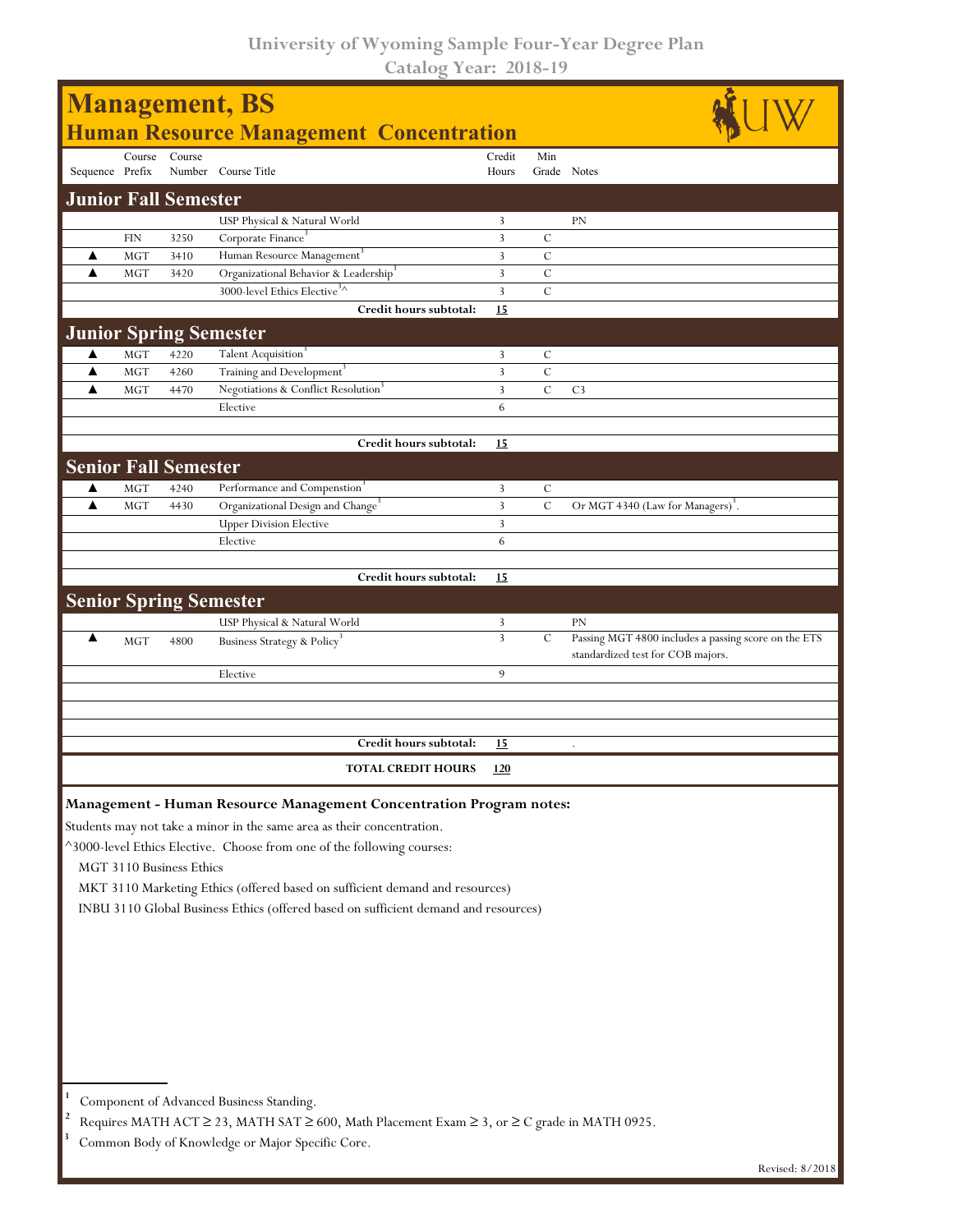# University of Wyoming Sample Four-Year Degree Plan
## Catalog Year: 2018-19

# Management, BS
## Human Resource Management Concentration

| Sequence | Course Prefix | Course Number | Course Title | Credit Hours | Min Grade | Notes |
|---|---|---|---|---|---|---|
| **Junior Fall Semester** | | | | | | |
| | | | USP Physical & Natural World | 3 | | PN |
| | FIN | 3250 | Corporate Finance[3] | 3 | C | |
| ▲ | MGT | 3410 | Human Resource Management[3] | 3 | C | |
| ▲ | MGT | 3420 | Organizational Behavior & Leadership[3] | 3 | C | |
| | | | 3000-level Ethics Elective[3]^ | 3 | C | |
| | | | **Credit hours subtotal:** | **15** | | |
| **Junior Spring Semester** | | | | | | |
| ▲ | MGT | 4220 | Talent Acquisition[3] | 3 | C | |
| ▲ | MGT | 4260 | Training and Development[3] | 3 | C | |
| ▲ | MGT | 4470 | Negotiations & Conflict Resolution[3] | 3 | C | C3 |
| | | | Elective | 6 | | |
| | | | **Credit hours subtotal:** | **15** | | |
| **Senior Fall Semester** | | | | | | |
| ▲ | MGT | 4240 | Performance and Compenstion[3] | 3 | C | |
| ▲ | MGT | 4430 | Organizational Design and Change[3] | 3 | C | Or MGT 4340 (Law for Managers)[3]. |
| | | | Upper Division Elective | 3 | | |
| | | | Elective | 6 | | |
| | | | **Credit hours subtotal:** | **15** | | |
| **Senior Spring Semester** | | | | | | |
| | | | USP Physical & Natural World | 3 | | PN |
| ▲ | MGT | 4800 | Business Strategy & Policy[3] | 3 | C | Passing MGT 4800 includes a passing score on the ETS standardized test for COB majors. |
| | | | Elective | 9 | | |
| | | | **Credit hours subtotal:** | **15** | | . |
| | | | **TOTAL CREDIT HOURS** | **120** | | |

**Management - Human Resource Management Concentration Program notes:**

Students may not take a minor in the same area as their concentration.

^3000-level Ethics Elective. Choose from one of the following courses:

- MGT 3110 Business Ethics
- MKT 3110 Marketing Ethics (offered based on sufficient demand and resources)
- INBU 3110 Global Business Ethics (offered based on sufficient demand and resources)

---

1. Component of Advanced Business Standing.
2. Requires MATH ACT ≥ 23, MATH SAT ≥ 600, Math Placement Exam ≥ 3, or ≥ C grade in MATH 0925.
3. Common Body of Knowledge or Major Specific Core.

Revised: 8/2018